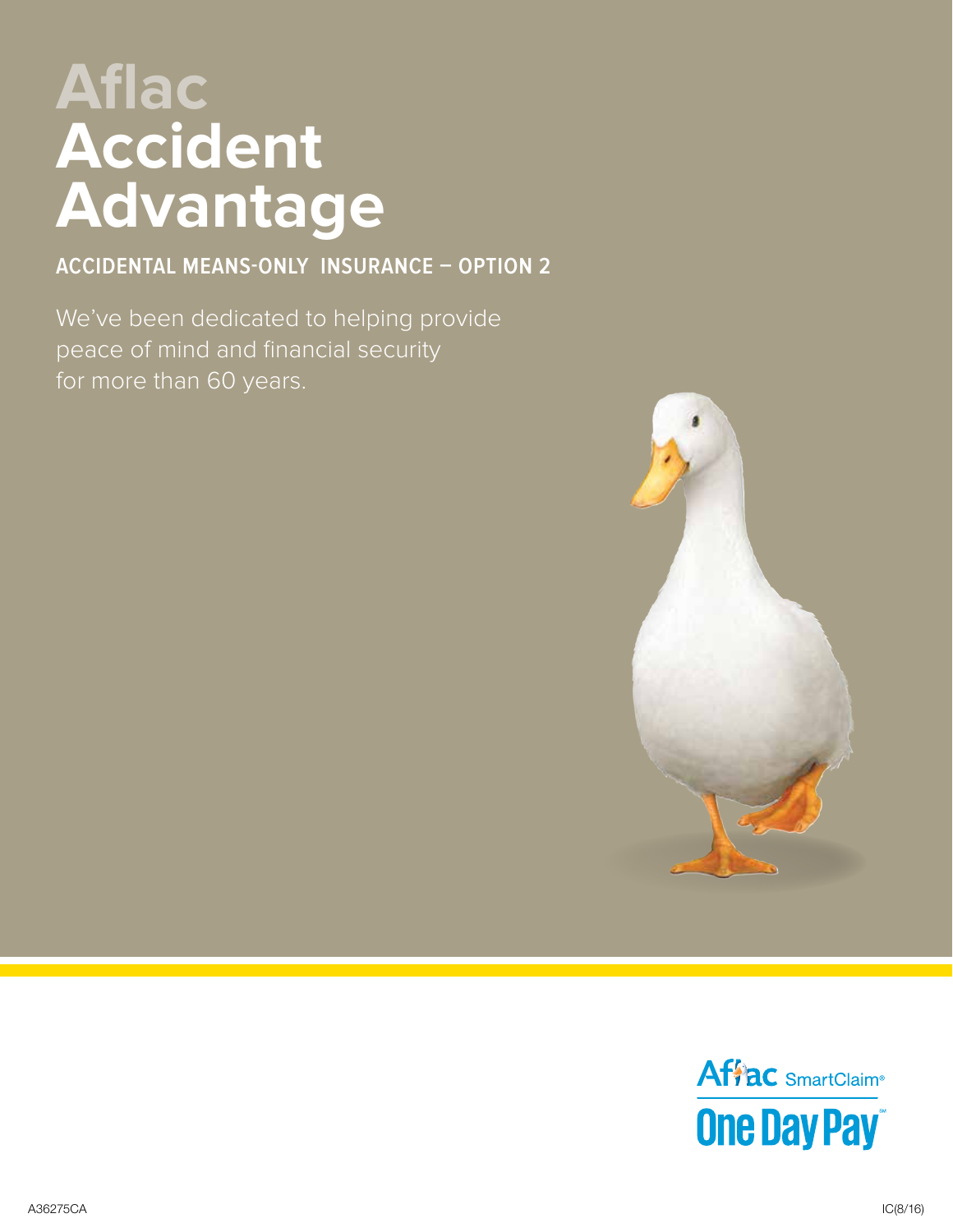# Aflac Accident Advantage

## ACCIDENTAL MEANS-ONLY INSURANCE – OPTION 2

We've been dedicated to helping provide peace of mind and financial security for more than 60 years.

Aflac SmartClaim®

One Day Pay℠

A36275CA

IC(8/16)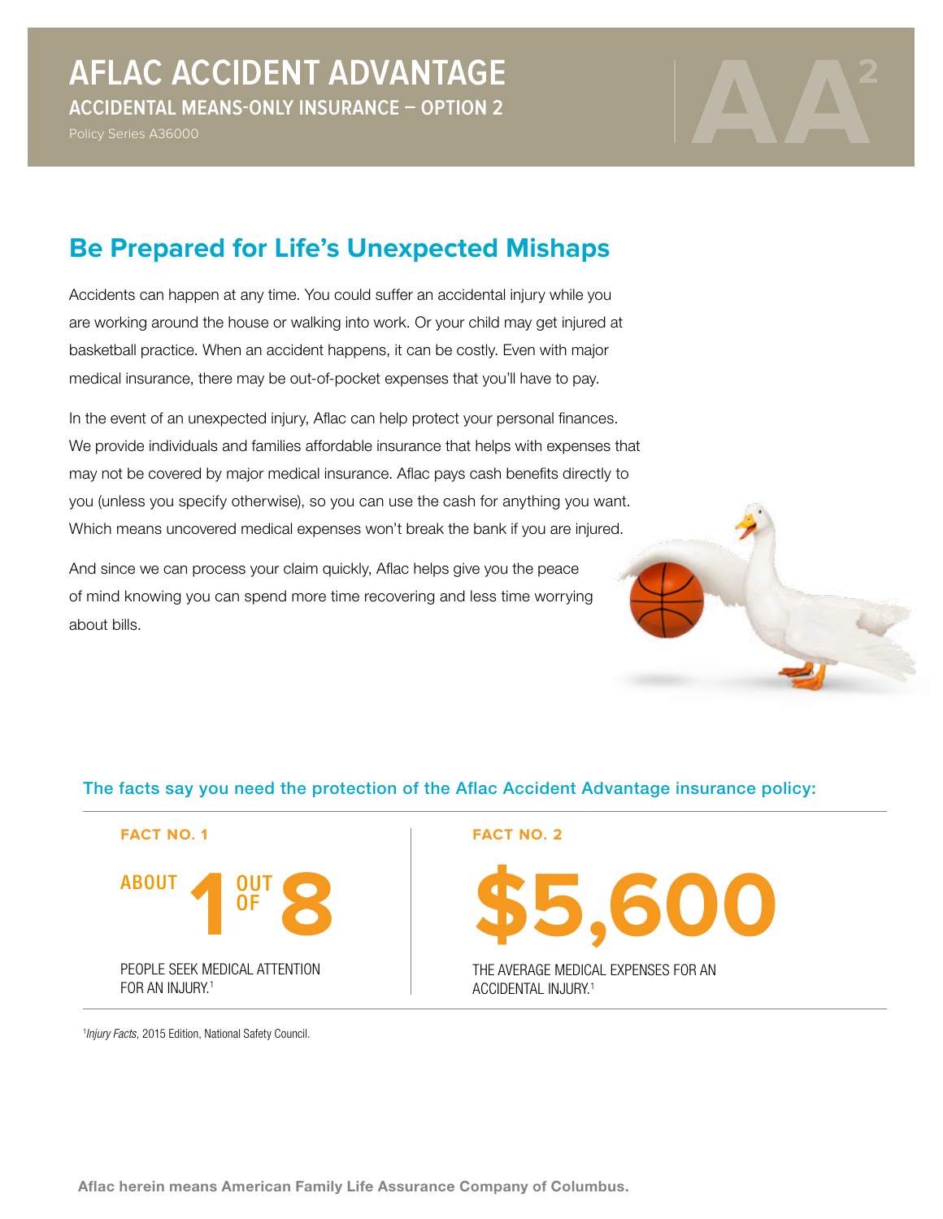# AFLAC ACCIDENT ADVANTAGE

## ACCIDENTAL MEANS-ONLY INSURANCE – OPTION 2

Policy Series A36000

## Be Prepared for Life's Unexpected Mishaps

Accidents can happen at any time. You could suffer an accidental injury while you are working around the house or walking into work. Or your child may get injured at basketball practice. When an accident happens, it can be costly. Even with major medical insurance, there may be out-of-pocket expenses that you'll have to pay.

In the event of an unexpected injury, Aflac can help protect your personal finances. We provide individuals and families affordable insurance that helps with expenses that may not be covered by major medical insurance. Aflac pays cash benefits directly to you (unless you specify otherwise), so you can use the cash for anything you want. Which means uncovered medical expenses won't break the bank if you are injured.

And since we can process your claim quickly, Aflac helps give you the peace of mind knowing you can spend more time recovering and less time worrying about bills.

### The facts say you need the protection of the Aflac Accident Advantage insurance policy:

**FACT NO. 1**

ABOUT **1** OUT OF **8**

PEOPLE SEEK MEDICAL ATTENTION FOR AN INJURY.[1]

**FACT NO. 2**

**$5,600**

THE AVERAGE MEDICAL EXPENSES FOR AN ACCIDENTAL INJURY.[1]

[1]*Injury Facts*, 2015 Edition, National Safety Council.

**Aflac herein means American Family Life Assurance Company of Columbus.**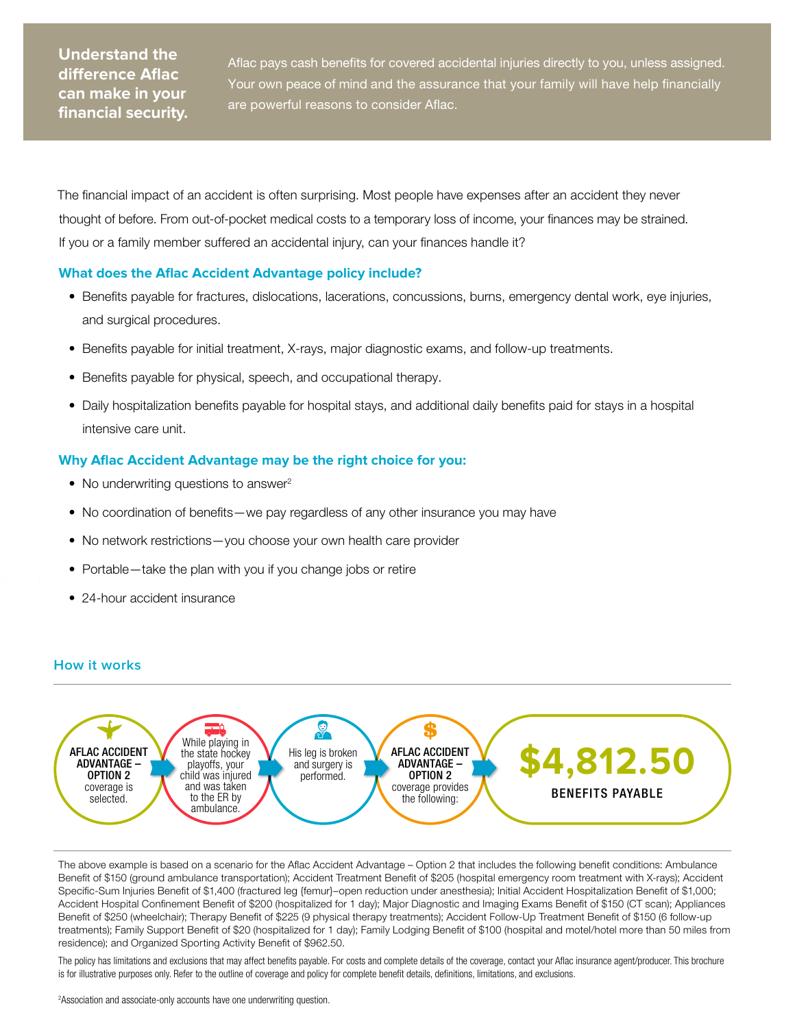## Understand the difference Aflac can make in your financial security.

Aflac pays cash benefits for covered accidental injuries directly to you, unless assigned. Your own peace of mind and the assurance that your family will have help financially are powerful reasons to consider Aflac.

The financial impact of an accident is often surprising. Most people have expenses after an accident they never thought of before. From out-of-pocket medical costs to a temporary loss of income, your finances may be strained. If you or a family member suffered an accidental injury, can your finances handle it?

### What does the Aflac Accident Advantage policy include?

- Benefits payable for fractures, dislocations, lacerations, concussions, burns, emergency dental work, eye injuries, and surgical procedures.
- Benefits payable for initial treatment, X-rays, major diagnostic exams, and follow-up treatments.
- Benefits payable for physical, speech, and occupational therapy.
- Daily hospitalization benefits payable for hospital stays, and additional daily benefits paid for stays in a hospital intensive care unit.

### Why Aflac Accident Advantage may be the right choice for you:

- No underwriting questions to answer[2]
- No coordination of benefits—we pay regardless of any other insurance you may have
- No network restrictions—you choose your own health care provider
- Portable—take the plan with you if you change jobs or retire
- 24-hour accident insurance

### How it works

**AFLAC ACCIDENT ADVANTAGE – OPTION 2** coverage is selected. → While playing in the state hockey playoffs, your child was injured and was taken to the ER by ambulance. → His leg is broken and surgery is performed. → **AFLAC ACCIDENT ADVANTAGE – OPTION 2** coverage provides the following: → **$4,812.50 BENEFITS PAYABLE**

The above example is based on a scenario for the Aflac Accident Advantage – Option 2 that includes the following benefit conditions: Ambulance Benefit of $150 (ground ambulance transportation); Accident Treatment Benefit of $205 (hospital emergency room treatment with X-rays); Accident Specific-Sum Injuries Benefit of $1,400 (fractured leg {femur}–open reduction under anesthesia); Initial Accident Hospitalization Benefit of $1,000; Accident Hospital Confinement Benefit of $200 (hospitalized for 1 day); Major Diagnostic and Imaging Exams Benefit of $150 (CT scan); Appliances Benefit of $250 (wheelchair); Therapy Benefit of $225 (9 physical therapy treatments); Accident Follow-Up Treatment Benefit of $150 (6 follow-up treatments); Family Support Benefit of $20 (hospitalized for 1 day); Family Lodging Benefit of $100 (hospital and motel/hotel more than 50 miles from residence); and Organized Sporting Activity Benefit of $962.50.

The policy has limitations and exclusions that may affect benefits payable. For costs and complete details of the coverage, contact your Aflac insurance agent/producer. This brochure is for illustrative purposes only. Refer to the outline of coverage and policy for complete benefit details, definitions, limitations, and exclusions.

[2]Association and associate-only accounts have one underwriting question.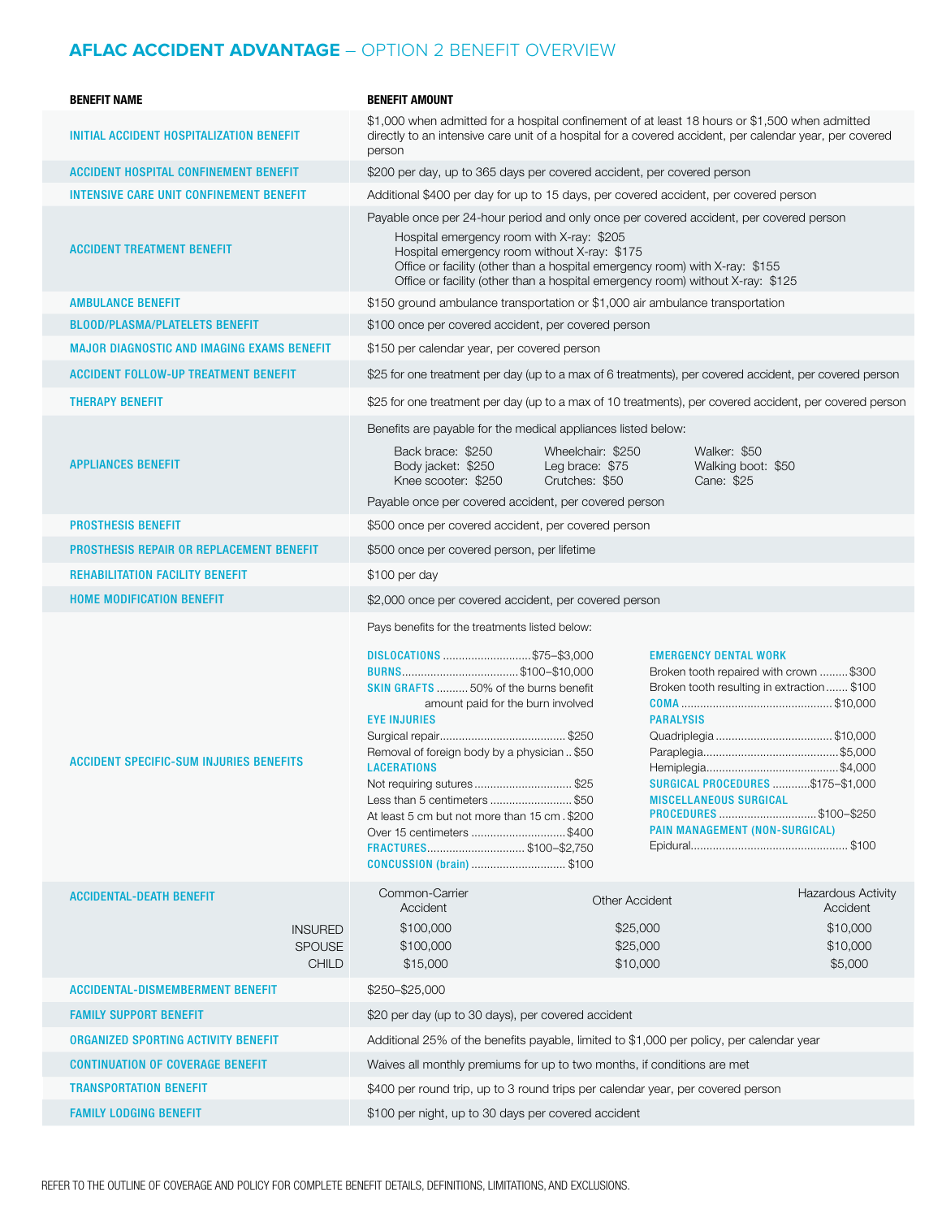# AFLAC ACCIDENT ADVANTAGE – OPTION 2 BENEFIT OVERVIEW

| BENEFIT NAME | BENEFIT AMOUNT |
|---|---|
| INITIAL ACCIDENT HOSPITALIZATION BENEFIT | $1,000 when admitted for a hospital confinement of at least 18 hours or $1,500 when admitted directly to an intensive care unit of a hospital for a covered accident, per calendar year, per covered person |
| ACCIDENT HOSPITAL CONFINEMENT BENEFIT | $200 per day, up to 365 days per covered accident, per covered person |
| INTENSIVE CARE UNIT CONFINEMENT BENEFIT | Additional $400 per day for up to 15 days, per covered accident, per covered person |
| ACCIDENT TREATMENT BENEFIT | Payable once per 24-hour period and only once per covered accident, per covered person<br>Hospital emergency room with X-ray: $205<br>Hospital emergency room without X-ray: $175<br>Office or facility (other than a hospital emergency room) with X-ray: $155<br>Office or facility (other than a hospital emergency room) without X-ray: $125 |
| AMBULANCE BENEFIT | $150 ground ambulance transportation or $1,000 air ambulance transportation |
| BLOOD/PLASMA/PLATELETS BENEFIT | $100 once per covered accident, per covered person |
| MAJOR DIAGNOSTIC AND IMAGING EXAMS BENEFIT | $150 per calendar year, per covered person |
| ACCIDENT FOLLOW-UP TREATMENT BENEFIT | $25 for one treatment per day (up to a max of 6 treatments), per covered accident, per covered person |
| THERAPY BENEFIT | $25 for one treatment per day (up to a max of 10 treatments), per covered accident, per covered person |
| APPLIANCES BENEFIT | Benefits are payable for the medical appliances listed below:<br>Back brace: $250; Body jacket: $250; Knee scooter: $250<br>Wheelchair: $250; Leg brace: $75; Crutches: $50<br>Walker: $50; Walking boot: $50; Cane: $25<br>Payable once per covered accident, per covered person |
| PROSTHESIS BENEFIT | $500 once per covered accident, per covered person |
| PROSTHESIS REPAIR OR REPLACEMENT BENEFIT | $500 once per covered person, per lifetime |
| REHABILITATION FACILITY BENEFIT | $100 per day |
| HOME MODIFICATION BENEFIT | $2,000 once per covered accident, per covered person |
| ACCIDENT SPECIFIC-SUM INJURIES BENEFITS | Pays benefits for the treatments listed below:<br>**DISLOCATIONS** ... $75–$3,000<br>**BURNS** ... $100–$10,000<br>**SKIN GRAFTS** ... 50% of the burns benefit amount paid for the burn involved<br>**EYE INJURIES**<br>Surgical repair ... $250<br>Removal of foreign body by a physician ... $50<br>**LACERATIONS**<br>Not requiring sutures ... $25<br>Less than 5 centimeters ... $50<br>At least 5 cm but not more than 15 cm ... $200<br>Over 15 centimeters ... $400<br>**FRACTURES** ... $100–$2,750<br>**CONCUSSION (brain)** ... $100<br>**EMERGENCY DENTAL WORK**<br>Broken tooth repaired with crown ... $300<br>Broken tooth resulting in extraction ... $100<br>**COMA** ... $10,000<br>**PARALYSIS**<br>Quadriplegia ... $10,000<br>Paraplegia ... $5,000<br>Hemiplegia ... $4,000<br>**SURGICAL PROCEDURES** ... $175–$1,000<br>**MISCELLANEOUS SURGICAL PROCEDURES** ... $100–$250<br>**PAIN MANAGEMENT (NON-SURGICAL)**<br>Epidural ... $100 |
| ACCIDENTAL-DEATH BENEFIT | Common-Carrier Accident / Other Accident / Hazardous Activity Accident<br>INSURED: $100,000 / $25,000 / $10,000<br>SPOUSE: $100,000 / $25,000 / $10,000<br>CHILD: $15,000 / $10,000 / $5,000 |
| ACCIDENTAL-DISMEMBERMENT BENEFIT | $250–$25,000 |
| FAMILY SUPPORT BENEFIT | $20 per day (up to 30 days), per covered accident |
| ORGANIZED SPORTING ACTIVITY BENEFIT | Additional 25% of the benefits payable, limited to $1,000 per policy, per calendar year |
| CONTINUATION OF COVERAGE BENEFIT | Waives all monthly premiums for up to two months, if conditions are met |
| TRANSPORTATION BENEFIT | $400 per round trip, up to 3 round trips per calendar year, per covered person |
| FAMILY LODGING BENEFIT | $100 per night, up to 30 days per covered accident |

REFER TO THE OUTLINE OF COVERAGE AND POLICY FOR COMPLETE BENEFIT DETAILS, DEFINITIONS, LIMITATIONS, AND EXCLUSIONS.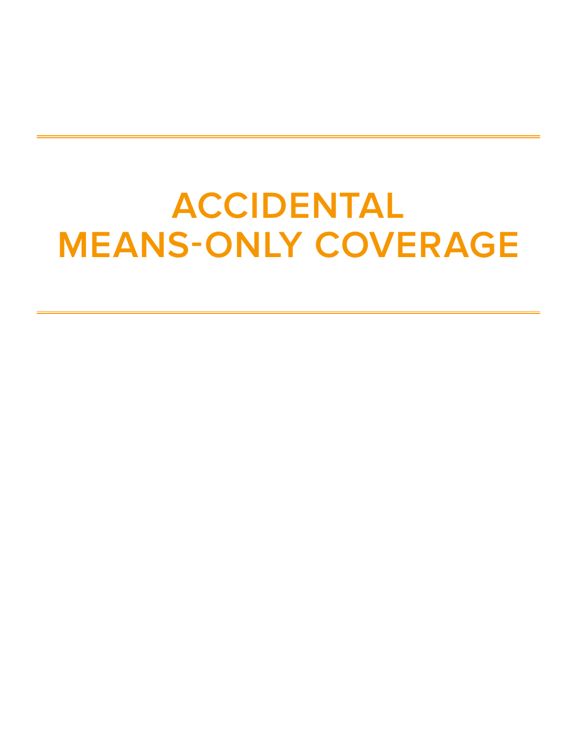# ACCIDENTAL MEANS-ONLY COVERAGE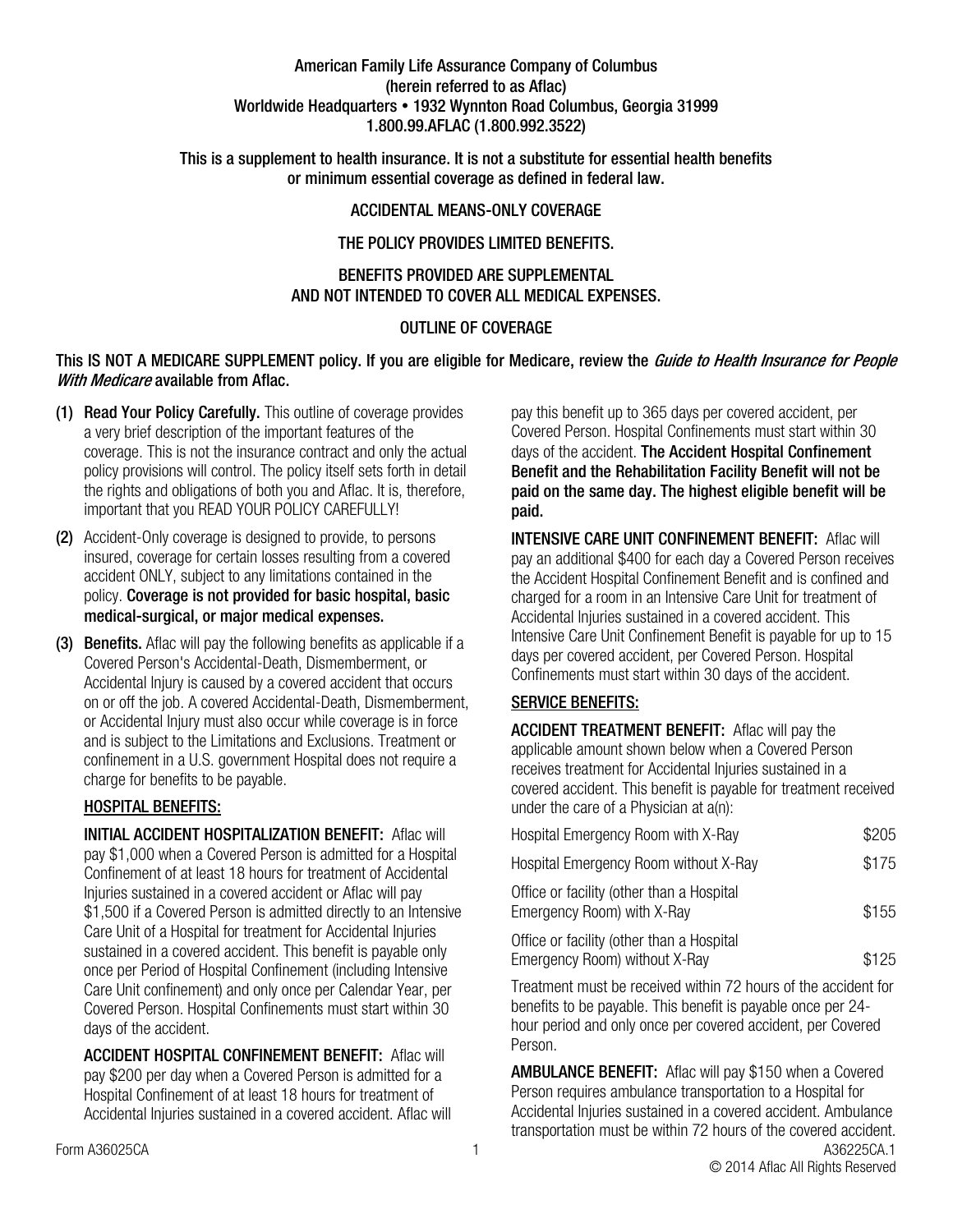American Family Life Assurance Company of Columbus
(herein referred to as Aflac)
Worldwide Headquarters • 1932 Wynnton Road Columbus, Georgia 31999
1.800.99.AFLAC (1.800.992.3522)

This is a supplement to health insurance. It is not a substitute for essential health benefits or minimum essential coverage as defined in federal law.

ACCIDENTAL MEANS-ONLY COVERAGE

THE POLICY PROVIDES LIMITED BENEFITS.

BENEFITS PROVIDED ARE SUPPLEMENTAL AND NOT INTENDED TO COVER ALL MEDICAL EXPENSES.

OUTLINE OF COVERAGE

**This IS NOT A MEDICARE SUPPLEMENT policy. If you are eligible for Medicare, review the *Guide to Health Insurance for People With Medicare* available from Aflac.**

**(1) Read Your Policy Carefully.** This outline of coverage provides a very brief description of the important features of the coverage. This is not the insurance contract and only the actual policy provisions will control. The policy itself sets forth in detail the rights and obligations of both you and Aflac. It is, therefore, important that you READ YOUR POLICY CAREFULLY!

**(2)** Accident-Only coverage is designed to provide, to persons insured, coverage for certain losses resulting from a covered accident ONLY, subject to any limitations contained in the policy. **Coverage is not provided for basic hospital, basic medical-surgical, or major medical expenses.**

**(3) Benefits.** Aflac will pay the following benefits as applicable if a Covered Person's Accidental-Death, Dismemberment, or Accidental Injury is caused by a covered accident that occurs on or off the job. A covered Accidental-Death, Dismemberment, or Accidental Injury must also occur while coverage is in force and is subject to the Limitations and Exclusions. Treatment or confinement in a U.S. government Hospital does not require a charge for benefits to be payable.

## HOSPITAL BENEFITS:

**INITIAL ACCIDENT HOSPITALIZATION BENEFIT:** Aflac will pay $1,000 when a Covered Person is admitted for a Hospital Confinement of at least 18 hours for treatment of Accidental Injuries sustained in a covered accident or Aflac will pay $1,500 if a Covered Person is admitted directly to an Intensive Care Unit of a Hospital for treatment for Accidental Injuries sustained in a covered accident. This benefit is payable only once per Period of Hospital Confinement (including Intensive Care Unit confinement) and only once per Calendar Year, per Covered Person. Hospital Confinements must start within 30 days of the accident.

**ACCIDENT HOSPITAL CONFINEMENT BENEFIT:** Aflac will pay $200 per day when a Covered Person is admitted for a Hospital Confinement of at least 18 hours for treatment of Accidental Injuries sustained in a covered accident. Aflac will pay this benefit up to 365 days per covered accident, per Covered Person. Hospital Confinements must start within 30 days of the accident. **The Accident Hospital Confinement Benefit and the Rehabilitation Facility Benefit will not be paid on the same day. The highest eligible benefit will be paid.**

**INTENSIVE CARE UNIT CONFINEMENT BENEFIT:** Aflac will pay an additional $400 for each day a Covered Person receives the Accident Hospital Confinement Benefit and is confined and charged for a room in an Intensive Care Unit for treatment of Accidental Injuries sustained in a covered accident. This Intensive Care Unit Confinement Benefit is payable for up to 15 days per covered accident, per Covered Person. Hospital Confinements must start within 30 days of the accident.

## SERVICE BENEFITS:

**ACCIDENT TREATMENT BENEFIT:** Aflac will pay the applicable amount shown below when a Covered Person receives treatment for Accidental Injuries sustained in a covered accident. This benefit is payable for treatment received under the care of a Physician at a(n):

| | |
|---|---|
| Hospital Emergency Room with X-Ray | $205 |
| Hospital Emergency Room without X-Ray | $175 |
| Office or facility (other than a Hospital Emergency Room) with X-Ray | $155 |
| Office or facility (other than a Hospital Emergency Room) without X-Ray | $125 |

Treatment must be received within 72 hours of the accident for benefits to be payable. This benefit is payable once per 24-hour period and only once per covered accident, per Covered Person.

**AMBULANCE BENEFIT:** Aflac will pay $150 when a Covered Person requires ambulance transportation to a Hospital for Accidental Injuries sustained in a covered accident. Ambulance transportation must be within 72 hours of the covered accident.

Form A36025CA

A36225CA.1
© 2014 Aflac All Rights Reserved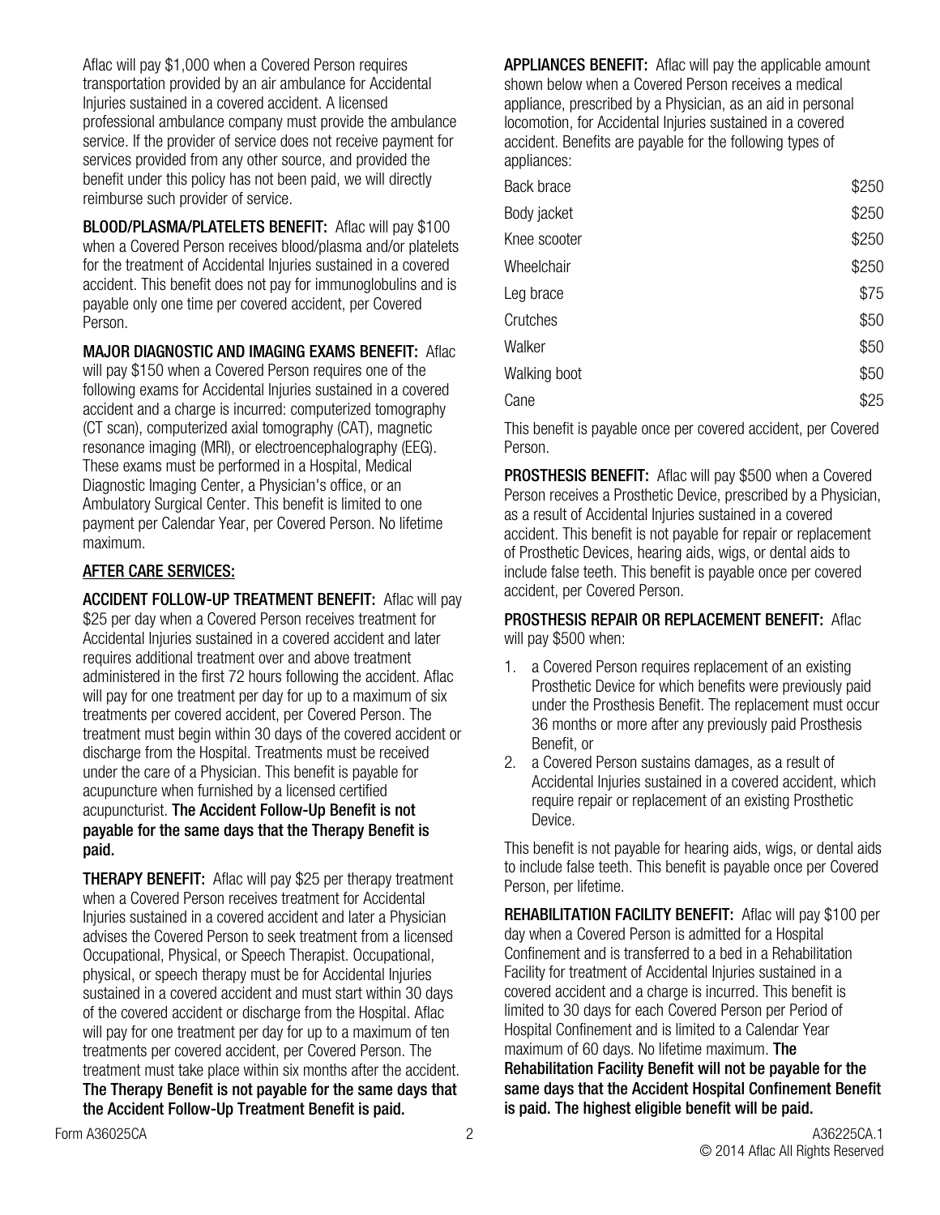Aflac will pay $1,000 when a Covered Person requires transportation provided by an air ambulance for Accidental Injuries sustained in a covered accident. A licensed professional ambulance company must provide the ambulance service. If the provider of service does not receive payment for services provided from any other source, and provided the benefit under this policy has not been paid, we will directly reimburse such provider of service.

**BLOOD/PLASMA/PLATELETS BENEFIT:** Aflac will pay $100 when a Covered Person receives blood/plasma and/or platelets for the treatment of Accidental Injuries sustained in a covered accident. This benefit does not pay for immunoglobulins and is payable only one time per covered accident, per Covered Person.

**MAJOR DIAGNOSTIC AND IMAGING EXAMS BENEFIT:** Aflac will pay $150 when a Covered Person requires one of the following exams for Accidental Injuries sustained in a covered accident and a charge is incurred: computerized tomography (CT scan), computerized axial tomography (CAT), magnetic resonance imaging (MRI), or electroencephalography (EEG). These exams must be performed in a Hospital, Medical Diagnostic Imaging Center, a Physician's office, or an Ambulatory Surgical Center. This benefit is limited to one payment per Calendar Year, per Covered Person. No lifetime maximum.

## AFTER CARE SERVICES:

**ACCIDENT FOLLOW-UP TREATMENT BENEFIT:** Aflac will pay $25 per day when a Covered Person receives treatment for Accidental Injuries sustained in a covered accident and later requires additional treatment over and above treatment administered in the first 72 hours following the accident. Aflac will pay for one treatment per day for up to a maximum of six treatments per covered accident, per Covered Person. The treatment must begin within 30 days of the covered accident or discharge from the Hospital. Treatments must be received under the care of a Physician. This benefit is payable for acupuncture when furnished by a licensed certified acupuncturist. **The Accident Follow-Up Benefit is not payable for the same days that the Therapy Benefit is paid.**

**THERAPY BENEFIT:** Aflac will pay $25 per therapy treatment when a Covered Person receives treatment for Accidental Injuries sustained in a covered accident and later a Physician advises the Covered Person to seek treatment from a licensed Occupational, Physical, or Speech Therapist. Occupational, physical, or speech therapy must be for Accidental Injuries sustained in a covered accident and must start within 30 days of the covered accident or discharge from the Hospital. Aflac will pay for one treatment per day for up to a maximum of ten treatments per covered accident, per Covered Person. The treatment must take place within six months after the accident. **The Therapy Benefit is not payable for the same days that the Accident Follow-Up Treatment Benefit is paid.**

**APPLIANCES BENEFIT:** Aflac will pay the applicable amount shown below when a Covered Person receives a medical appliance, prescribed by a Physician, as an aid in personal locomotion, for Accidental Injuries sustained in a covered accident. Benefits are payable for the following types of appliances:

| Appliance | Amount |
|---|---|
| Back brace | $250 |
| Body jacket | $250 |
| Knee scooter | $250 |
| Wheelchair | $250 |
| Leg brace | $75 |
| Crutches | $50 |
| Walker | $50 |
| Walking boot | $50 |
| Cane | $25 |

This benefit is payable once per covered accident, per Covered Person.

**PROSTHESIS BENEFIT:** Aflac will pay $500 when a Covered Person receives a Prosthetic Device, prescribed by a Physician, as a result of Accidental Injuries sustained in a covered accident. This benefit is not payable for repair or replacement of Prosthetic Devices, hearing aids, wigs, or dental aids to include false teeth. This benefit is payable once per covered accident, per Covered Person.

**PROSTHESIS REPAIR OR REPLACEMENT BENEFIT:** Aflac will pay $500 when:

1. a Covered Person requires replacement of an existing Prosthetic Device for which benefits were previously paid under the Prosthesis Benefit. The replacement must occur 36 months or more after any previously paid Prosthesis Benefit, or
2. a Covered Person sustains damages, as a result of Accidental Injuries sustained in a covered accident, which require repair or replacement of an existing Prosthetic Device.

This benefit is not payable for hearing aids, wigs, or dental aids to include false teeth. This benefit is payable once per Covered Person, per lifetime.

**REHABILITATION FACILITY BENEFIT:** Aflac will pay $100 per day when a Covered Person is admitted for a Hospital Confinement and is transferred to a bed in a Rehabilitation Facility for treatment of Accidental Injuries sustained in a covered accident and a charge is incurred. This benefit is limited to 30 days for each Covered Person per Period of Hospital Confinement and is limited to a Calendar Year maximum of 60 days. No lifetime maximum. **The Rehabilitation Facility Benefit will not be payable for the same days that the Accident Hospital Confinement Benefit is paid. The highest eligible benefit will be paid.**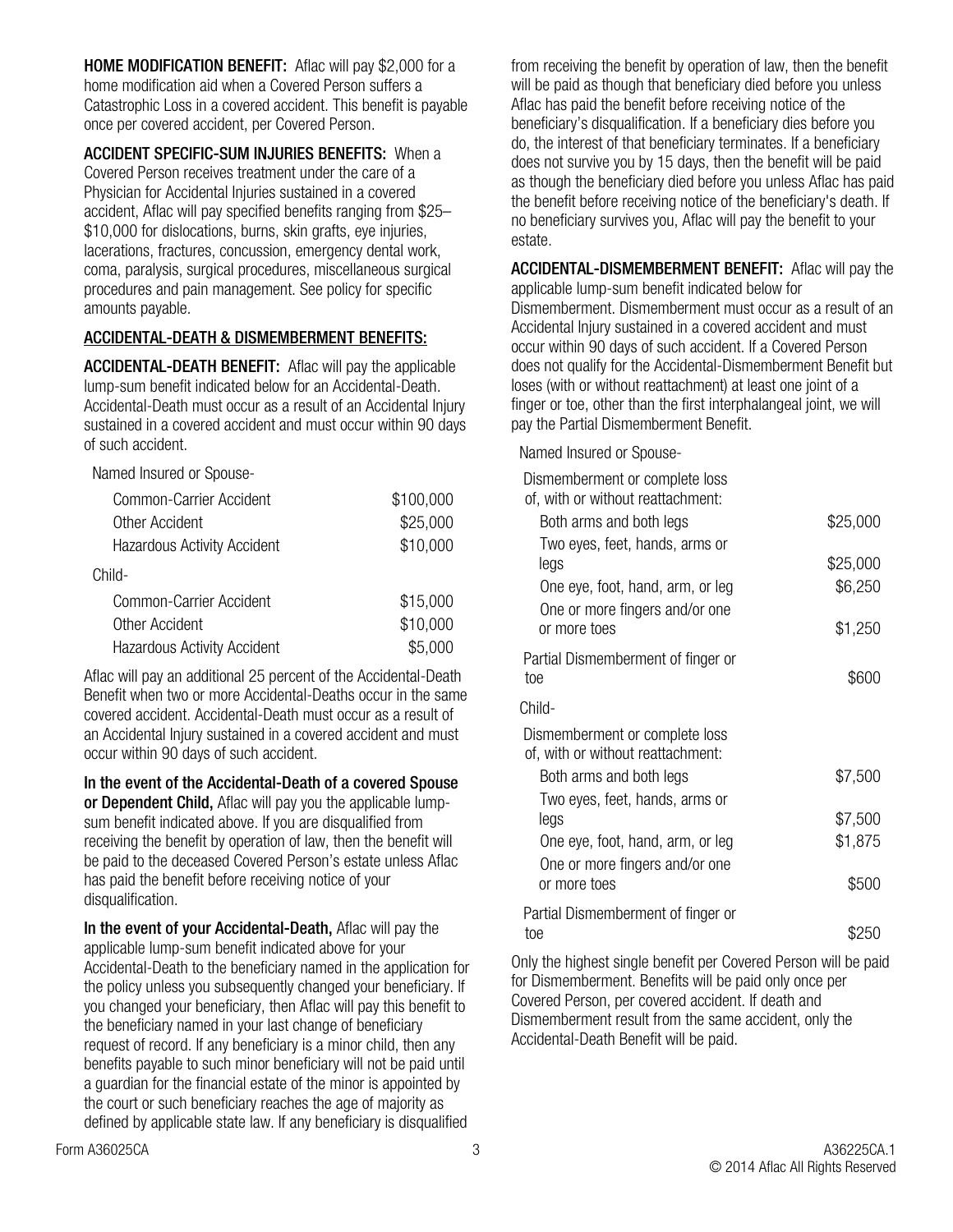**HOME MODIFICATION BENEFIT:** Aflac will pay $2,000 for a home modification aid when a Covered Person suffers a Catastrophic Loss in a covered accident. This benefit is payable once per covered accident, per Covered Person.

**ACCIDENT SPECIFIC-SUM INJURIES BENEFITS:** When a Covered Person receives treatment under the care of a Physician for Accidental Injuries sustained in a covered accident, Aflac will pay specified benefits ranging from $25–$10,000 for dislocations, burns, skin grafts, eye injuries, lacerations, fractures, concussion, emergency dental work, coma, paralysis, surgical procedures, miscellaneous surgical procedures and pain management. See policy for specific amounts payable.

**ACCIDENTAL-DEATH & DISMEMBERMENT BENEFITS:**

**ACCIDENTAL-DEATH BENEFIT:** Aflac will pay the applicable lump-sum benefit indicated below for an Accidental-Death. Accidental-Death must occur as a result of an Accidental Injury sustained in a covered accident and must occur within 90 days of such accident.

| | |
|---|---|
| Named Insured or Spouse- | |
| Common-Carrier Accident | $100,000 |
| Other Accident | $25,000 |
| Hazardous Activity Accident | $10,000 |
| Child- | |
| Common-Carrier Accident | $15,000 |
| Other Accident | $10,000 |
| Hazardous Activity Accident | $5,000 |

Aflac will pay an additional 25 percent of the Accidental-Death Benefit when two or more Accidental-Deaths occur in the same covered accident. Accidental-Death must occur as a result of an Accidental Injury sustained in a covered accident and must occur within 90 days of such accident.

**In the event of the Accidental-Death of a covered Spouse or Dependent Child,** Aflac will pay you the applicable lump-sum benefit indicated above. If you are disqualified from receiving the benefit by operation of law, then the benefit will be paid to the deceased Covered Person's estate unless Aflac has paid the benefit before receiving notice of your disqualification.

**In the event of your Accidental-Death,** Aflac will pay the applicable lump-sum benefit indicated above for your Accidental-Death to the beneficiary named in the application for the policy unless you subsequently changed your beneficiary. If you changed your beneficiary, then Aflac will pay this benefit to the beneficiary named in your last change of beneficiary request of record. If any beneficiary is a minor child, then any benefits payable to such minor beneficiary will not be paid until a guardian for the financial estate of the minor is appointed by the court or such beneficiary reaches the age of majority as defined by applicable state law. If any beneficiary is disqualified from receiving the benefit by operation of law, then the benefit will be paid as though that beneficiary died before you unless Aflac has paid the benefit before receiving notice of the beneficiary's disqualification. If a beneficiary dies before you do, the interest of that beneficiary terminates. If a beneficiary does not survive you by 15 days, then the benefit will be paid as though the beneficiary died before you unless Aflac has paid the benefit before receiving notice of the beneficiary's death. If no beneficiary survives you, Aflac will pay the benefit to your estate.

**ACCIDENTAL-DISMEMBERMENT BENEFIT:** Aflac will pay the applicable lump-sum benefit indicated below for Dismemberment. Dismemberment must occur as a result of an Accidental Injury sustained in a covered accident and must occur within 90 days of such accident. If a Covered Person does not qualify for the Accidental-Dismemberment Benefit but loses (with or without reattachment) at least one joint of a finger or toe, other than the first interphalangeal joint, we will pay the Partial Dismemberment Benefit.

| | |
|---|---|
| Named Insured or Spouse- | |
| Dismemberment or complete loss of, with or without reattachment: | |
| Both arms and both legs | $25,000 |
| Two eyes, feet, hands, arms or legs | $25,000 |
| One eye, foot, hand, arm, or leg | $6,250 |
| One or more fingers and/or one or more toes | $1,250 |
| Partial Dismemberment of finger or toe | $600 |
| Child- | |
| Dismemberment or complete loss of, with or without reattachment: | |
| Both arms and both legs | $7,500 |
| Two eyes, feet, hands, arms or legs | $7,500 |
| One eye, foot, hand, arm, or leg | $1,875 |
| One or more fingers and/or one or more toes | $500 |
| Partial Dismemberment of finger or toe | $250 |

Only the highest single benefit per Covered Person will be paid for Dismemberment. Benefits will be paid only once per Covered Person, per covered accident. If death and Dismemberment result from the same accident, only the Accidental-Death Benefit will be paid.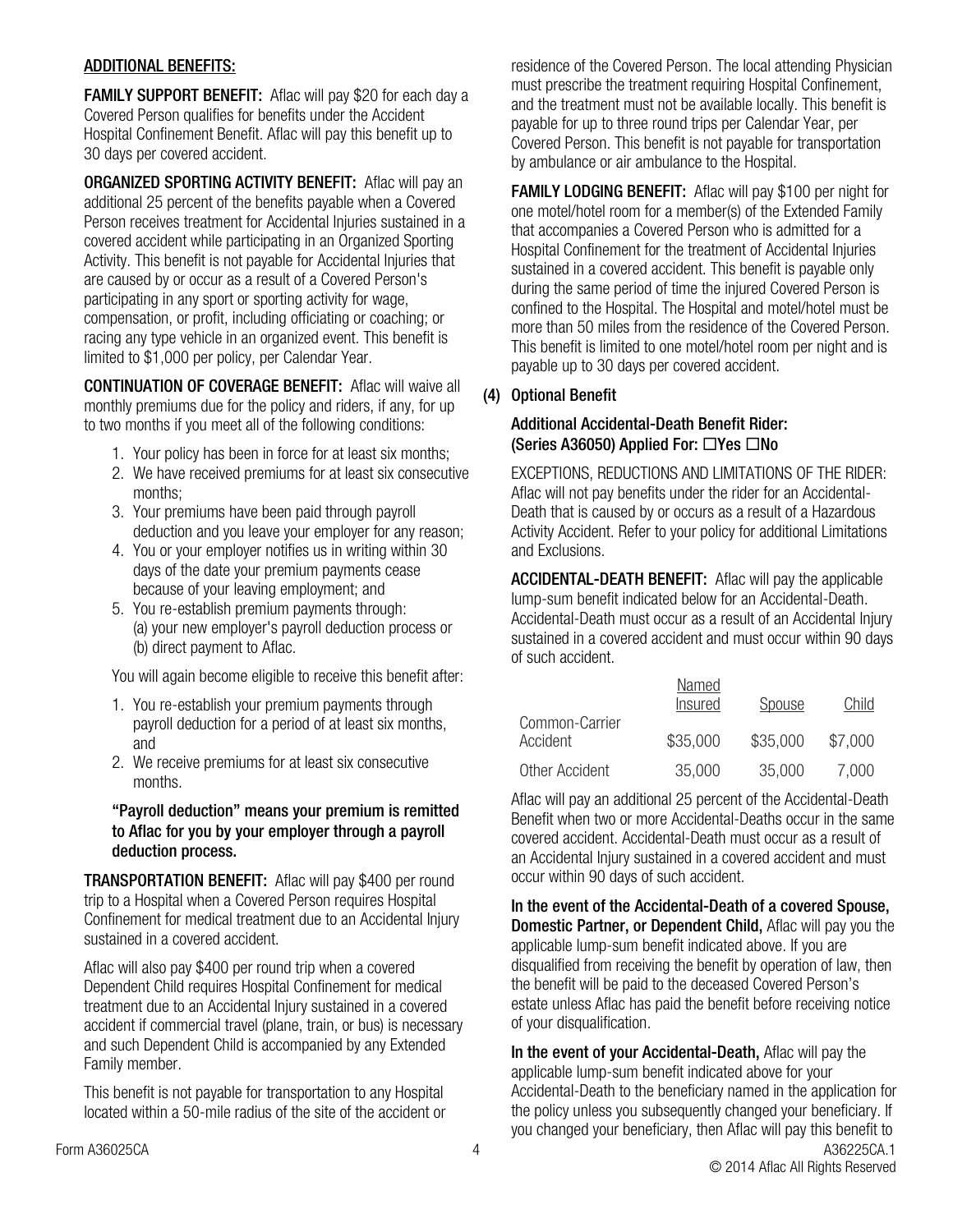## ADDITIONAL BENEFITS:

**FAMILY SUPPORT BENEFIT:** Aflac will pay $20 for each day a Covered Person qualifies for benefits under the Accident Hospital Confinement Benefit. Aflac will pay this benefit up to 30 days per covered accident.

**ORGANIZED SPORTING ACTIVITY BENEFIT:** Aflac will pay an additional 25 percent of the benefits payable when a Covered Person receives treatment for Accidental Injuries sustained in a covered accident while participating in an Organized Sporting Activity. This benefit is not payable for Accidental Injuries that are caused by or occur as a result of a Covered Person's participating in any sport or sporting activity for wage, compensation, or profit, including officiating or coaching; or racing any type vehicle in an organized event. This benefit is limited to $1,000 per policy, per Calendar Year.

**CONTINUATION OF COVERAGE BENEFIT:** Aflac will waive all monthly premiums due for the policy and riders, if any, for up to two months if you meet all of the following conditions:

1. Your policy has been in force for at least six months;
2. We have received premiums for at least six consecutive months;
3. Your premiums have been paid through payroll deduction and you leave your employer for any reason;
4. You or your employer notifies us in writing within 30 days of the date your premium payments cease because of your leaving employment; and
5. You re-establish premium payments through:
   (a) your new employer's payroll deduction process or
   (b) direct payment to Aflac.

You will again become eligible to receive this benefit after:

1. You re-establish your premium payments through payroll deduction for a period of at least six months, and
2. We receive premiums for at least six consecutive months.

**"Payroll deduction" means your premium is remitted to Aflac for you by your employer through a payroll deduction process.**

**TRANSPORTATION BENEFIT:** Aflac will pay $400 per round trip to a Hospital when a Covered Person requires Hospital Confinement for medical treatment due to an Accidental Injury sustained in a covered accident.

Aflac will also pay $400 per round trip when a covered Dependent Child requires Hospital Confinement for medical treatment due to an Accidental Injury sustained in a covered accident if commercial travel (plane, train, or bus) is necessary and such Dependent Child is accompanied by any Extended Family member.

This benefit is not payable for transportation to any Hospital located within a 50-mile radius of the site of the accident or residence of the Covered Person. The local attending Physician must prescribe the treatment requiring Hospital Confinement, and the treatment must not be available locally. This benefit is payable for up to three round trips per Calendar Year, per Covered Person. This benefit is not payable for transportation by ambulance or air ambulance to the Hospital.

**FAMILY LODGING BENEFIT:** Aflac will pay $100 per night for one motel/hotel room for a member(s) of the Extended Family that accompanies a Covered Person who is admitted for a Hospital Confinement for the treatment of Accidental Injuries sustained in a covered accident. This benefit is payable only during the same period of time the injured Covered Person is confined to the Hospital. The Hospital and motel/hotel must be more than 50 miles from the residence of the Covered Person. This benefit is limited to one motel/hotel room per night and is payable up to 30 days per covered accident.

## (4) Optional Benefit

### Additional Accidental-Death Benefit Rider: (Series A36050) Applied For: ☐Yes ☐No

EXCEPTIONS, REDUCTIONS AND LIMITATIONS OF THE RIDER: Aflac will not pay benefits under the rider for an Accidental-Death that is caused by or occurs as a result of a Hazardous Activity Accident. Refer to your policy for additional Limitations and Exclusions.

**ACCIDENTAL-DEATH BENEFIT:** Aflac will pay the applicable lump-sum benefit indicated below for an Accidental-Death. Accidental-Death must occur as a result of an Accidental Injury sustained in a covered accident and must occur within 90 days of such accident.

| | Named Insured | Spouse | Child |
|---|---|---|---|
| Common-Carrier Accident | $35,000 | $35,000 | $7,000 |
| Other Accident | 35,000 | 35,000 | 7,000 |

Aflac will pay an additional 25 percent of the Accidental-Death Benefit when two or more Accidental-Deaths occur in the same covered accident. Accidental-Death must occur as a result of an Accidental Injury sustained in a covered accident and must occur within 90 days of such accident.

**In the event of the Accidental-Death of a covered Spouse, Domestic Partner, or Dependent Child,** Aflac will pay you the applicable lump-sum benefit indicated above. If you are disqualified from receiving the benefit by operation of law, then the benefit will be paid to the deceased Covered Person's estate unless Aflac has paid the benefit before receiving notice of your disqualification.

**In the event of your Accidental-Death,** Aflac will pay the applicable lump-sum benefit indicated above for your Accidental-Death to the beneficiary named in the application for the policy unless you subsequently changed your beneficiary. If you changed your beneficiary, then Aflac will pay this benefit to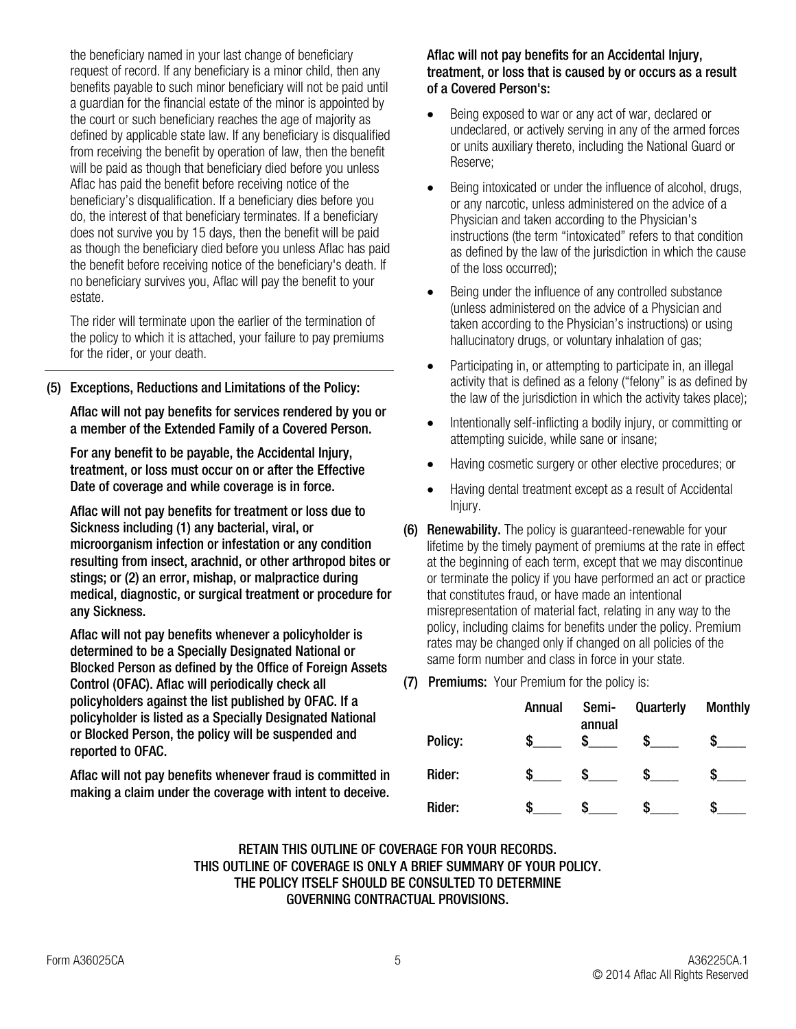the beneficiary named in your last change of beneficiary request of record. If any beneficiary is a minor child, then any benefits payable to such minor beneficiary will not be paid until a guardian for the financial estate of the minor is appointed by the court or such beneficiary reaches the age of majority as defined by applicable state law. If any beneficiary is disqualified from receiving the benefit by operation of law, then the benefit will be paid as though that beneficiary died before you unless Aflac has paid the benefit before receiving notice of the beneficiary's disqualification. If a beneficiary dies before you do, the interest of that beneficiary terminates. If a beneficiary does not survive you by 15 days, then the benefit will be paid as though the beneficiary died before you unless Aflac has paid the benefit before receiving notice of the beneficiary's death. If no beneficiary survives you, Aflac will pay the benefit to your estate.

The rider will terminate upon the earlier of the termination of the policy to which it is attached, your failure to pay premiums for the rider, or your death.

**(5) Exceptions, Reductions and Limitations of the Policy:**

**Aflac will not pay benefits for services rendered by you or a member of the Extended Family of a Covered Person.**

**For any benefit to be payable, the Accidental Injury, treatment, or loss must occur on or after the Effective Date of coverage and while coverage is in force.**

**Aflac will not pay benefits for treatment or loss due to Sickness including (1) any bacterial, viral, or microorganism infection or infestation or any condition resulting from insect, arachnid, or other arthropod bites or stings; or (2) an error, mishap, or malpractice during medical, diagnostic, or surgical treatment or procedure for any Sickness.**

**Aflac will not pay benefits whenever a policyholder is determined to be a Specially Designated National or Blocked Person as defined by the Office of Foreign Assets Control (OFAC). Aflac will periodically check all policyholders against the list published by OFAC. If a policyholder is listed as a Specially Designated National or Blocked Person, the policy will be suspended and reported to OFAC.**

**Aflac will not pay benefits whenever fraud is committed in making a claim under the coverage with intent to deceive.**

**Aflac will not pay benefits for an Accidental Injury, treatment, or loss that is caused by or occurs as a result of a Covered Person's:**

- Being exposed to war or any act of war, declared or undeclared, or actively serving in any of the armed forces or units auxiliary thereto, including the National Guard or Reserve;
- Being intoxicated or under the influence of alcohol, drugs, or any narcotic, unless administered on the advice of a Physician and taken according to the Physician's instructions (the term "intoxicated" refers to that condition as defined by the law of the jurisdiction in which the cause of the loss occurred);
- Being under the influence of any controlled substance (unless administered on the advice of a Physician and taken according to the Physician's instructions) or using hallucinatory drugs, or voluntary inhalation of gas;
- Participating in, or attempting to participate in, an illegal activity that is defined as a felony ("felony" is as defined by the law of the jurisdiction in which the activity takes place);
- Intentionally self-inflicting a bodily injury, or committing or attempting suicide, while sane or insane;
- Having cosmetic surgery or other elective procedures; or
- Having dental treatment except as a result of Accidental Injury.

**(6) Renewability.** The policy is guaranteed-renewable for your lifetime by the timely payment of premiums at the rate in effect at the beginning of each term, except that we may discontinue or terminate the policy if you have performed an act or practice that constitutes fraud, or have made an intentional misrepresentation of material fact, relating in any way to the policy, including claims for benefits under the policy. Premium rates may be changed only if changed on all policies of the same form number and class in force in your state.

**(7) Premiums:** Your Premium for the policy is:

| | Annual | Semi-annual | Quarterly | Monthly |
|---|---|---|---|---|
| **Policy:** | $____ | $____ | $____ | $____ |
| **Rider:** | $____ | $____ | $____ | $____ |
| **Rider:** | $____ | $____ | $____ | $____ |

RETAIN THIS OUTLINE OF COVERAGE FOR YOUR RECORDS.
THIS OUTLINE OF COVERAGE IS ONLY A BRIEF SUMMARY OF YOUR POLICY.
THE POLICY ITSELF SHOULD BE CONSULTED TO DETERMINE
GOVERNING CONTRACTUAL PROVISIONS.

Form A36025CA

A36225CA.1
© 2014 Aflac All Rights Reserved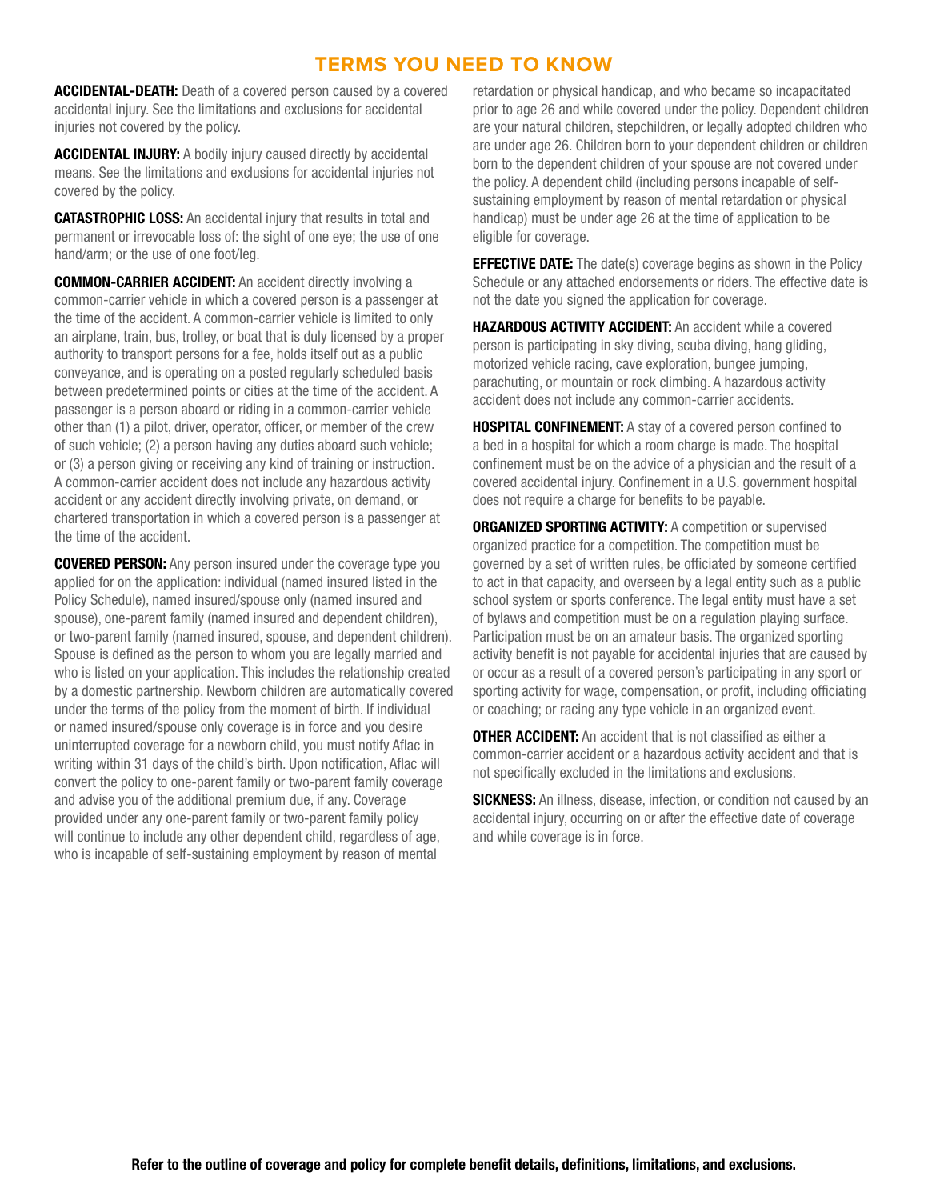# TERMS YOU NEED TO KNOW

**ACCIDENTAL-DEATH:** Death of a covered person caused by a covered accidental injury. See the limitations and exclusions for accidental injuries not covered by the policy.

**ACCIDENTAL INJURY:** A bodily injury caused directly by accidental means. See the limitations and exclusions for accidental injuries not covered by the policy.

**CATASTROPHIC LOSS:** An accidental injury that results in total and permanent or irrevocable loss of: the sight of one eye; the use of one hand/arm; or the use of one foot/leg.

**COMMON-CARRIER ACCIDENT:** An accident directly involving a common-carrier vehicle in which a covered person is a passenger at the time of the accident. A common-carrier vehicle is limited to only an airplane, train, bus, trolley, or boat that is duly licensed by a proper authority to transport persons for a fee, holds itself out as a public conveyance, and is operating on a posted regularly scheduled basis between predetermined points or cities at the time of the accident. A passenger is a person aboard or riding in a common-carrier vehicle other than (1) a pilot, driver, operator, officer, or member of the crew of such vehicle; (2) a person having any duties aboard such vehicle; or (3) a person giving or receiving any kind of training or instruction. A common-carrier accident does not include any hazardous activity accident or any accident directly involving private, on demand, or chartered transportation in which a covered person is a passenger at the time of the accident.

**COVERED PERSON:** Any person insured under the coverage type you applied for on the application: individual (named insured listed in the Policy Schedule), named insured/spouse only (named insured and spouse), one-parent family (named insured and dependent children), or two-parent family (named insured, spouse, and dependent children). Spouse is defined as the person to whom you are legally married and who is listed on your application. This includes the relationship created by a domestic partnership. Newborn children are automatically covered under the terms of the policy from the moment of birth. If individual or named insured/spouse only coverage is in force and you desire uninterrupted coverage for a newborn child, you must notify Aflac in writing within 31 days of the child's birth. Upon notification, Aflac will convert the policy to one-parent family or two-parent family coverage and advise you of the additional premium due, if any. Coverage provided under any one-parent family or two-parent family policy will continue to include any other dependent child, regardless of age, who is incapable of self-sustaining employment by reason of mental retardation or physical handicap, and who became so incapacitated prior to age 26 and while covered under the policy. Dependent children are your natural children, stepchildren, or legally adopted children who are under age 26. Children born to your dependent children or children born to the dependent children of your spouse are not covered under the policy. A dependent child (including persons incapable of self-sustaining employment by reason of mental retardation or physical handicap) must be under age 26 at the time of application to be eligible for coverage.

**EFFECTIVE DATE:** The date(s) coverage begins as shown in the Policy Schedule or any attached endorsements or riders. The effective date is not the date you signed the application for coverage.

**HAZARDOUS ACTIVITY ACCIDENT:** An accident while a covered person is participating in sky diving, scuba diving, hang gliding, motorized vehicle racing, cave exploration, bungee jumping, parachuting, or mountain or rock climbing. A hazardous activity accident does not include any common-carrier accidents.

**HOSPITAL CONFINEMENT:** A stay of a covered person confined to a bed in a hospital for which a room charge is made. The hospital confinement must be on the advice of a physician and the result of a covered accidental injury. Confinement in a U.S. government hospital does not require a charge for benefits to be payable.

**ORGANIZED SPORTING ACTIVITY:** A competition or supervised organized practice for a competition. The competition must be governed by a set of written rules, be officiated by someone certified to act in that capacity, and overseen by a legal entity such as a public school system or sports conference. The legal entity must have a set of bylaws and competition must be on a regulation playing surface. Participation must be on an amateur basis. The organized sporting activity benefit is not payable for accidental injuries that are caused by or occur as a result of a covered person's participating in any sport or sporting activity for wage, compensation, or profit, including officiating or coaching; or racing any type vehicle in an organized event.

**OTHER ACCIDENT:** An accident that is not classified as either a common-carrier accident or a hazardous activity accident and that is not specifically excluded in the limitations and exclusions.

**SICKNESS:** An illness, disease, infection, or condition not caused by an accidental injury, occurring on or after the effective date of coverage and while coverage is in force.

**Refer to the outline of coverage and policy for complete benefit details, definitions, limitations, and exclusions.**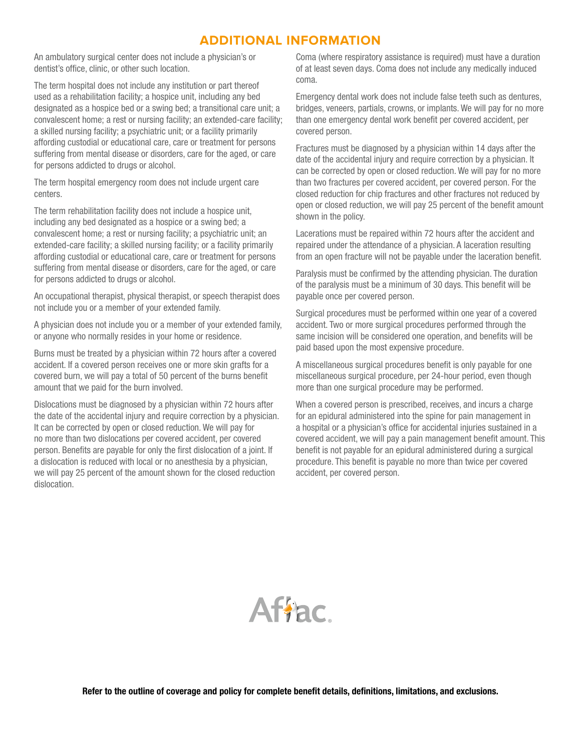# ADDITIONAL INFORMATION

An ambulatory surgical center does not include a physician's or dentist's office, clinic, or other such location.

The term hospital does not include any institution or part thereof used as a rehabilitation facility; a hospice unit, including any bed designated as a hospice bed or a swing bed; a transitional care unit; a convalescent home; a rest or nursing facility; an extended-care facility; a skilled nursing facility; a psychiatric unit; or a facility primarily affording custodial or educational care, care or treatment for persons suffering from mental disease or disorders, care for the aged, or care for persons addicted to drugs or alcohol.

The term hospital emergency room does not include urgent care centers.

The term rehabilitation facility does not include a hospice unit, including any bed designated as a hospice or a swing bed; a convalescent home; a rest or nursing facility; a psychiatric unit; an extended-care facility; a skilled nursing facility; or a facility primarily affording custodial or educational care, care or treatment for persons suffering from mental disease or disorders, care for the aged, or care for persons addicted to drugs or alcohol.

An occupational therapist, physical therapist, or speech therapist does not include you or a member of your extended family.

A physician does not include you or a member of your extended family, or anyone who normally resides in your home or residence.

Burns must be treated by a physician within 72 hours after a covered accident. If a covered person receives one or more skin grafts for a covered burn, we will pay a total of 50 percent of the burns benefit amount that we paid for the burn involved.

Dislocations must be diagnosed by a physician within 72 hours after the date of the accidental injury and require correction by a physician. It can be corrected by open or closed reduction. We will pay for no more than two dislocations per covered accident, per covered person. Benefits are payable for only the first dislocation of a joint. If a dislocation is reduced with local or no anesthesia by a physician, we will pay 25 percent of the amount shown for the closed reduction dislocation.

Coma (where respiratory assistance is required) must have a duration of at least seven days. Coma does not include any medically induced coma.

Emergency dental work does not include false teeth such as dentures, bridges, veneers, partials, crowns, or implants. We will pay for no more than one emergency dental work benefit per covered accident, per covered person.

Fractures must be diagnosed by a physician within 14 days after the date of the accidental injury and require correction by a physician. It can be corrected by open or closed reduction. We will pay for no more than two fractures per covered accident, per covered person. For the closed reduction for chip fractures and other fractures not reduced by open or closed reduction, we will pay 25 percent of the benefit amount shown in the policy.

Lacerations must be repaired within 72 hours after the accident and repaired under the attendance of a physician. A laceration resulting from an open fracture will not be payable under the laceration benefit.

Paralysis must be confirmed by the attending physician. The duration of the paralysis must be a minimum of 30 days. This benefit will be payable once per covered person.

Surgical procedures must be performed within one year of a covered accident. Two or more surgical procedures performed through the same incision will be considered one operation, and benefits will be paid based upon the most expensive procedure.

A miscellaneous surgical procedures benefit is only payable for one miscellaneous surgical procedure, per 24-hour period, even though more than one surgical procedure may be performed.

When a covered person is prescribed, receives, and incurs a charge for an epidural administered into the spine for pain management in a hospital or a physician's office for accidental injuries sustained in a covered accident, we will pay a pain management benefit amount. This benefit is not payable for an epidural administered during a surgical procedure. This benefit is payable no more than twice per covered accident, per covered person.

Aflac®

**Refer to the outline of coverage and policy for complete benefit details, definitions, limitations, and exclusions.**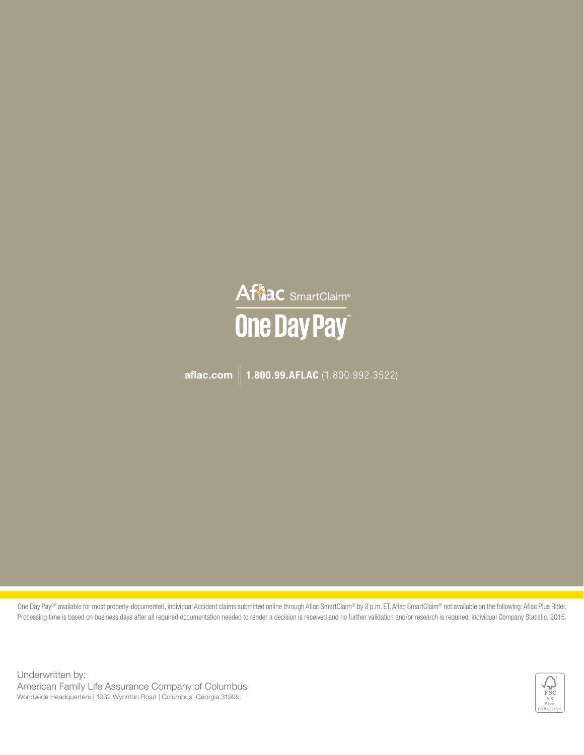Aflac SmartClaim®

# One Day Pay℠

**aflac.com** | **1.800.99.AFLAC** (1.800.992.3522)

One Day Pay℠ available for most properly-documented, individual Accident claims submitted online through Aflac SmartClaim® by 3 p.m. ET. Aflac SmartClaim® not available on the following: Aflac Plus Rider. Processing time is based on business days after all required documentation needed to render a decision is received and no further validation and/or research is required. Individual Company Statistic, 2015.

Underwritten by:
American Family Life Assurance Company of Columbus
Worldwide Headquarters | 1932 Wynnton Road | Columbus, Georgia 31999

FSC MIX Paper FSC® C007639